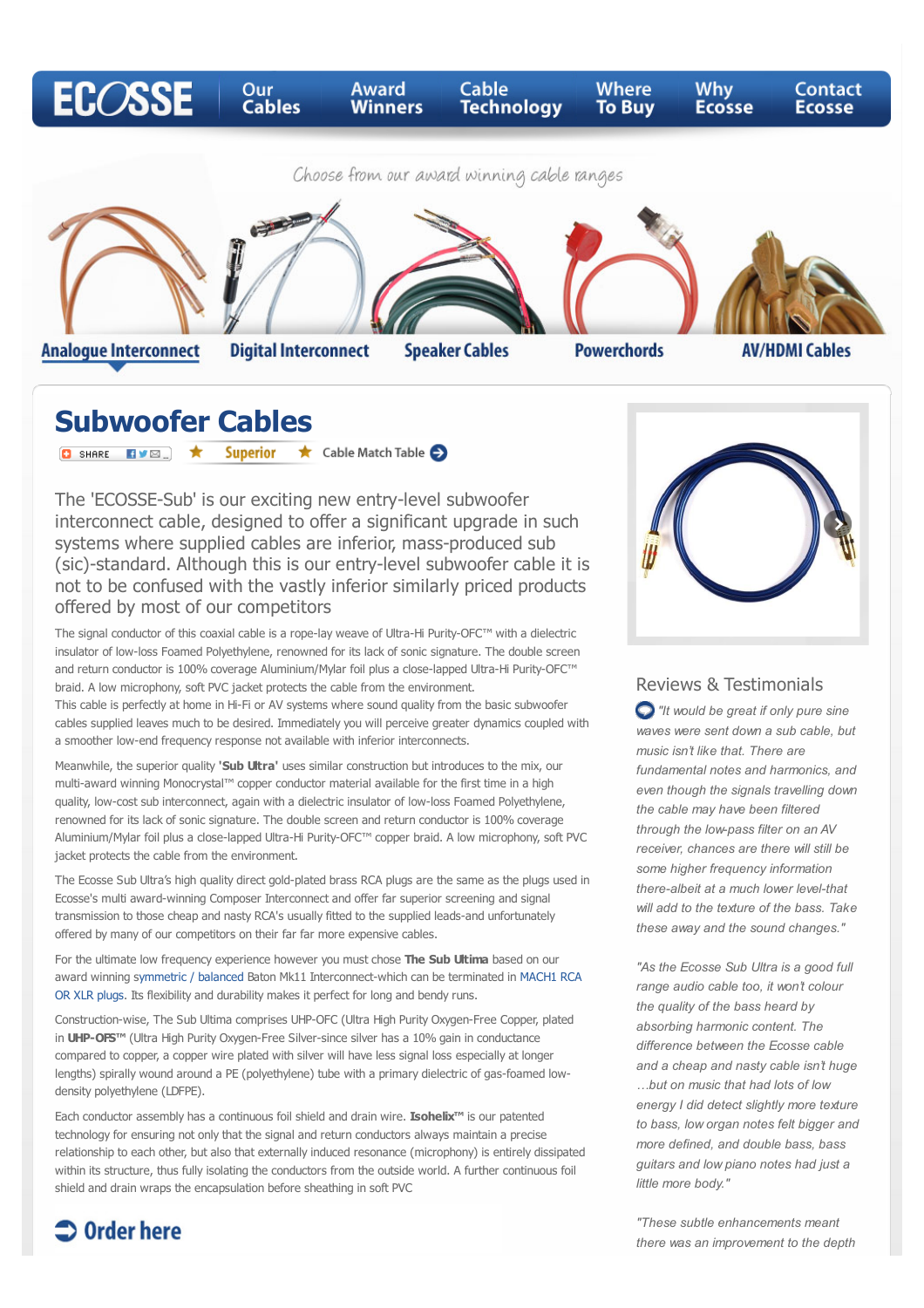ECOSSE | Our Cables | Award Winners | Cable Technology | Where To Buy | Why Ecosse | Contact Ecosse

Choose from our award winning cable ranges

Analogue Interconnect | Digital Interconnect | Speaker Cables | Powerchords | AV/HDMI Cables

# Subwoofer Cables

SHARE ★ Superior ★ Cable Match Table

The 'ECOSSE-Sub' is our exciting new entry-level subwoofer interconnect cable, designed to offer a significant upgrade in such systems where supplied cables are inferior, mass-produced sub (sic)-standard. Although this is our entry-level subwoofer cable it is not to be confused with the vastly inferior similarly priced products offered by most of our competitors

The signal conductor of this coaxial cable is a rope-lay weave of Ultra-Hi Purity-OFC™ with a dielectric insulator of low-loss Foamed Polyethylene, renowned for its lack of sonic signature. The double screen and return conductor is 100% coverage Aluminium/Mylar foil plus a close-lapped Ultra-Hi Purity-OFC™ braid. A low microphony, soft PVC jacket protects the cable from the environment.
This cable is perfectly at home in Hi-Fi or AV systems where sound quality from the basic subwoofer cables supplied leaves much to be desired. Immediately you will perceive greater dynamics coupled with a smoother low-end frequency response not available with inferior interconnects.

Meanwhile, the superior quality **'Sub Ultra'** uses similar construction but introduces to the mix, our multi-award winning Monocrystal™ copper conductor material available for the first time in a high quality, low-cost sub interconnect, again with a dielectric insulator of low-loss Foamed Polyethylene, renowned for its lack of sonic signature. The double screen and return conductor is 100% coverage Aluminium/Mylar foil plus a close-lapped Ultra-Hi Purity-OFC™ copper braid. A low microphony, soft PVC jacket protects the cable from the environment.

The Ecosse Sub Ultra's high quality direct gold-plated brass RCA plugs are the same as the plugs used in Ecosse's multi award-winning Composer Interconnect and offer far superior screening and signal transmission to those cheap and nasty RCA's usually fitted to the supplied leads-and unfortunately offered by many of our competitors on their far far more expensive cables.

For the ultimate low frequency experience however you must chose **The Sub Ultima** based on our award winning symmetric / balanced Baton Mk11 Interconnect-which can be terminated in MACH1 RCA OR XLR plugs. Its flexibility and durability makes it perfect for long and bendy runs.

Construction-wise, The Sub Ultima comprises UHP-OFC (Ultra High Purity Oxygen-Free Copper, plated in **UHP-OFS™** (Ultra High Purity Oxygen-Free Silver-since silver has a 10% gain in conductance compared to copper, a copper wire plated with silver will have less signal loss especially at longer lengths) spirally wound around a PE (polyethylene) tube with a primary dielectric of gas-foamed low-density polyethylene (LDFPE).

Each conductor assembly has a continuous foil shield and drain wire. **Isohelix™** is our patented technology for ensuring not only that the signal and return conductors always maintain a precise relationship to each other, but also that externally induced resonance (microphony) is entirely dissipated within its structure, thus fully isolating the conductors from the outside world. A further continuous foil shield and drain wraps the encapsulation before sheathing in soft PVC

**Order here**

## Reviews & Testimonials

*"It would be great if only pure sine waves were sent down a sub cable, but music isn't like that. There are fundamental notes and harmonics, and even though the signals travelling down the cable may have been filtered through the low-pass filter on an AV receiver, chances are there will still be some higher frequency information there-albeit at a much lower level-that will add to the texture of the bass. Take these away and the sound changes."*

*"As the Ecosse Sub Ultra is a good full range audio cable too, it won't colour the quality of the bass heard by absorbing harmonic content. The difference between the Ecosse cable and a cheap and nasty cable isn't huge …but on music that had lots of low energy I did detect slightly more texture to bass, low organ notes felt bigger and more defined, and double bass, bass guitars and low piano notes had just a little more body."*

*"These subtle enhancements meant there was an improvement to the depth*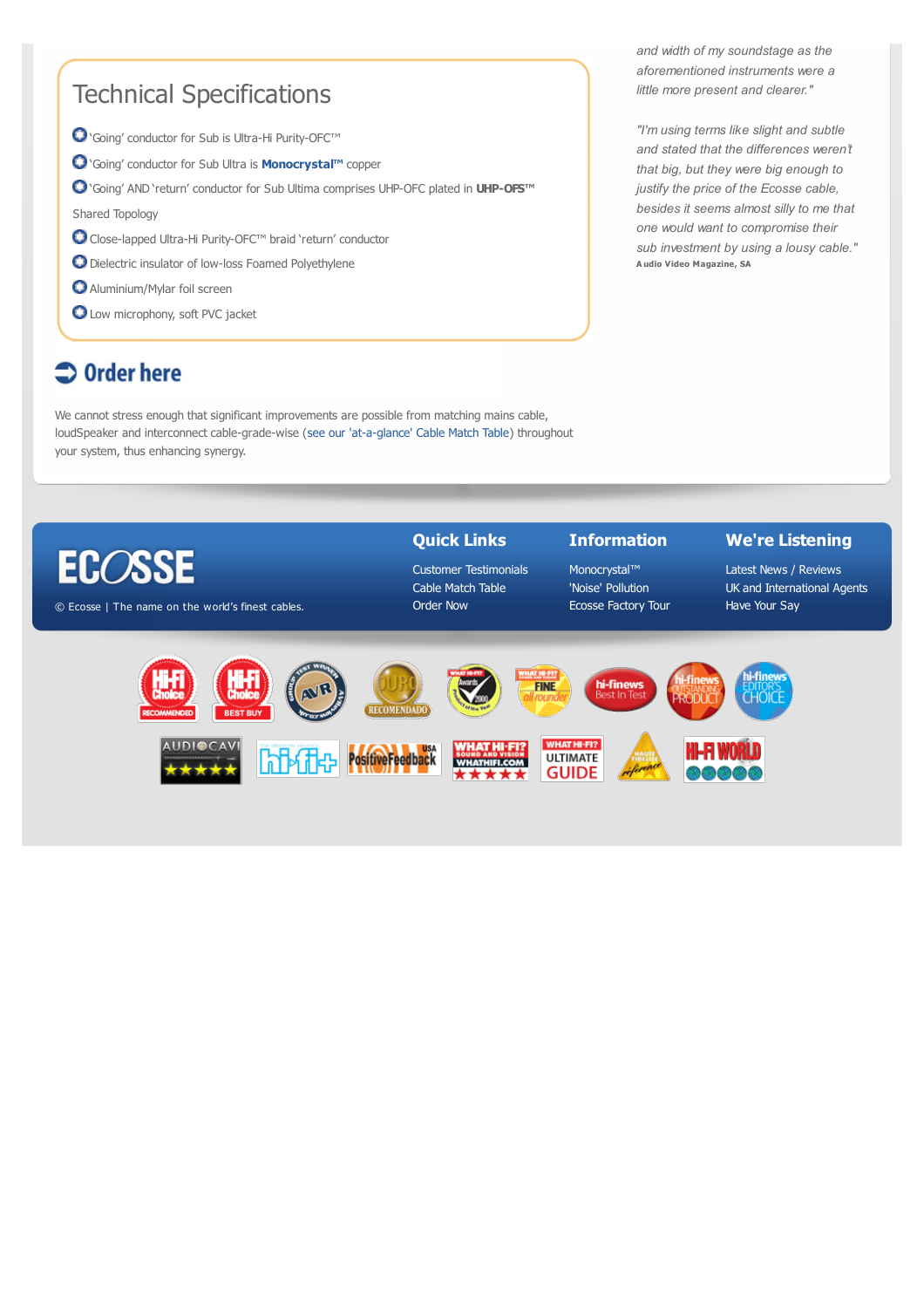## Technical Specifications

- 'Going' conductor for Sub is Ultra-Hi Purity-OFC™
- 'Going' conductor for Sub Ultra is **Monocrystal™** copper
- 'Going' AND 'return' conductor for Sub Ultima comprises UHP-OFC plated in **UHP-OFS™**

Shared Topology

- Close-lapped Ultra-Hi Purity-OFC™ braid 'return' conductor
- Dielectric insulator of low-loss Foamed Polyethylene
- Aluminium/Mylar foil screen
- Low microphony, soft PVC jacket

## Order here

We cannot stress enough that significant improvements are possible from matching mains cable, loudSpeaker and interconnect cable-grade-wise (see our 'at-a-glance' Cable Match Table) throughout your system, thus enhancing synergy.

*and width of my soundstage as the aforementioned instruments were a little more present and clearer."*

*"I'm using terms like slight and subtle and stated that the differences weren't that big, but they were big enough to justify the price of the Ecosse cable, besides it seems almost silly to me that one would want to compromise their sub investment by using a lousy cable."*

**Audio Video Magazine, SA**

ECOSSE

© Ecosse | The name on the world's finest cables.

**Quick Links**

- Customer Testimonials
- Cable Match Table
- Order Now

**Information**

- Monocrystal™
- 'Noise' Pollution
- Ecosse Factory Tour

**We're Listening**

- Latest News / Reviews
- UK and International Agents
- Have Your Say